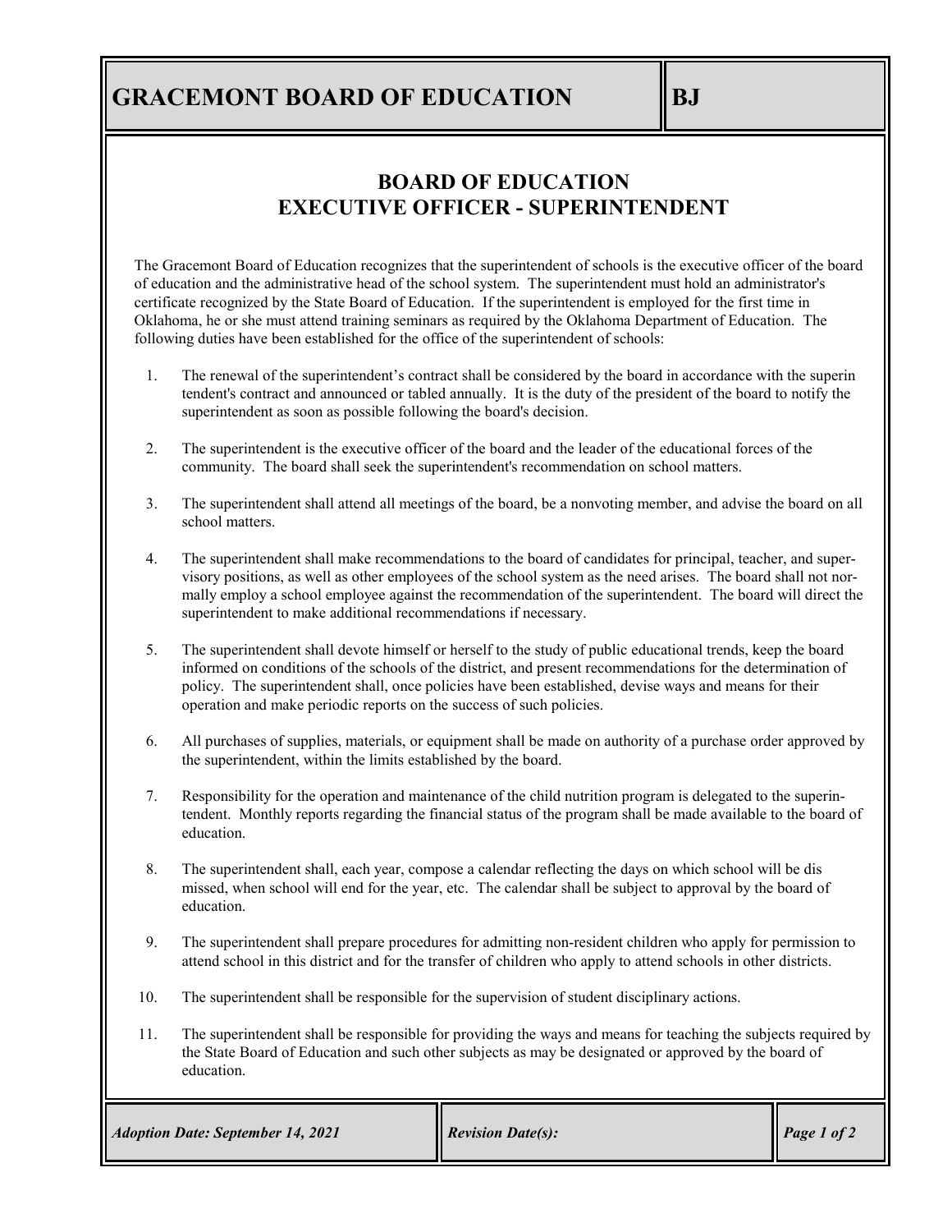# GRACEMONT BOARD OF EDUCATION — BJ

## BOARD OF EDUCATION
## EXECUTIVE OFFICER - SUPERINTENDENT

The Gracemont Board of Education recognizes that the superintendent of schools is the executive officer of the board of education and the administrative head of the school system. The superintendent must hold an administrator's certificate recognized by the State Board of Education. If the superintendent is employed for the first time in Oklahoma, he or she must attend training seminars as required by the Oklahoma Department of Education. The following duties have been established for the office of the superintendent of schools:

1. The renewal of the superintendent's contract shall be considered by the board in accordance with the superintendent's contract and announced or tabled annually. It is the duty of the president of the board to notify the superintendent as soon as possible following the board's decision.

2. The superintendent is the executive officer of the board and the leader of the educational forces of the community. The board shall seek the superintendent's recommendation on school matters.

3. The superintendent shall attend all meetings of the board, be a nonvoting member, and advise the board on all school matters.

4. The superintendent shall make recommendations to the board of candidates for principal, teacher, and supervisory positions, as well as other employees of the school system as the need arises. The board shall not normally employ a school employee against the recommendation of the superintendent. The board will direct the superintendent to make additional recommendations if necessary.

5. The superintendent shall devote himself or herself to the study of public educational trends, keep the board informed on conditions of the schools of the district, and present recommendations for the determination of policy. The superintendent shall, once policies have been established, devise ways and means for their operation and make periodic reports on the success of such policies.

6. All purchases of supplies, materials, or equipment shall be made on authority of a purchase order approved by the superintendent, within the limits established by the board.

7. Responsibility for the operation and maintenance of the child nutrition program is delegated to the superintendent. Monthly reports regarding the financial status of the program shall be made available to the board of education.

8. The superintendent shall, each year, compose a calendar reflecting the days on which school will be dismissed, when school will end for the year, etc. The calendar shall be subject to approval by the board of education.

9. The superintendent shall prepare procedures for admitting non-resident children who apply for permission to attend school in this district and for the transfer of children who apply to attend schools in other districts.

10. The superintendent shall be responsible for the supervision of student disciplinary actions.

11. The superintendent shall be responsible for providing the ways and means for teaching the subjects required by the State Board of Education and such other subjects as may be designated or approved by the board of education.

*Adoption Date: September 14, 2021* | *Revision Date(s):*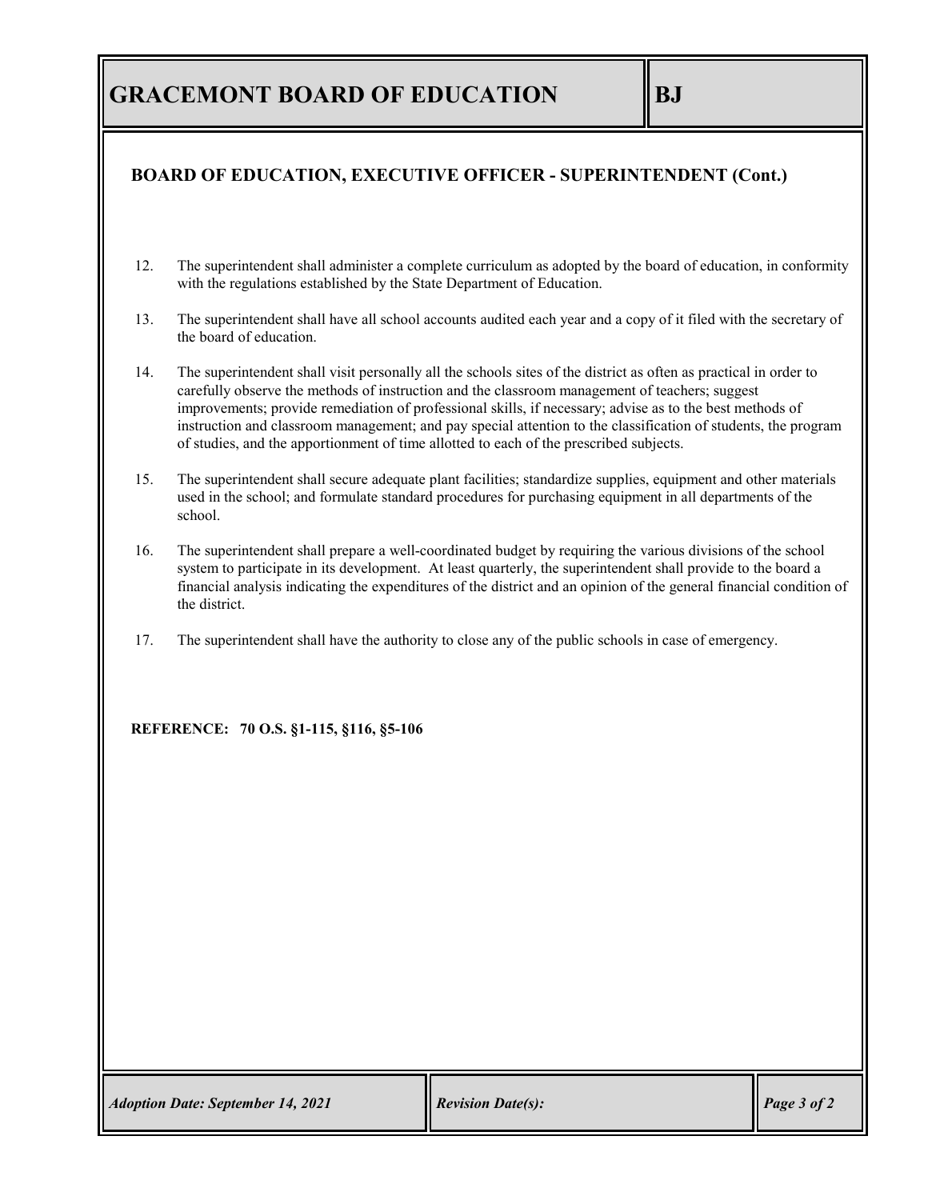## BOARD OF EDUCATION, EXECUTIVE OFFICER - SUPERINTENDENT (Cont.)

12. The superintendent shall administer a complete curriculum as adopted by the board of education, in conformity with the regulations established by the State Department of Education.

13. The superintendent shall have all school accounts audited each year and a copy of it filed with the secretary of the board of education.

14. The superintendent shall visit personally all the schools sites of the district as often as practical in order to carefully observe the methods of instruction and the classroom management of teachers; suggest improvements; provide remediation of professional skills, if necessary; advise as to the best methods of instruction and classroom management; and pay special attention to the classification of students, the program of studies, and the apportionment of time allotted to each of the prescribed subjects.

15. The superintendent shall secure adequate plant facilities; standardize supplies, equipment and other materials used in the school; and formulate standard procedures for purchasing equipment in all departments of the school.

16. The superintendent shall prepare a well-coordinated budget by requiring the various divisions of the school system to participate in its development. At least quarterly, the superintendent shall provide to the board a financial analysis indicating the expenditures of the district and an opinion of the general financial condition of the district.

17. The superintendent shall have the authority to close any of the public schools in case of emergency.

**REFERENCE: 70 O.S. §1-115, §116, §5-106**

*Adoption Date: September 14, 2021* | *Revision Date(s):*